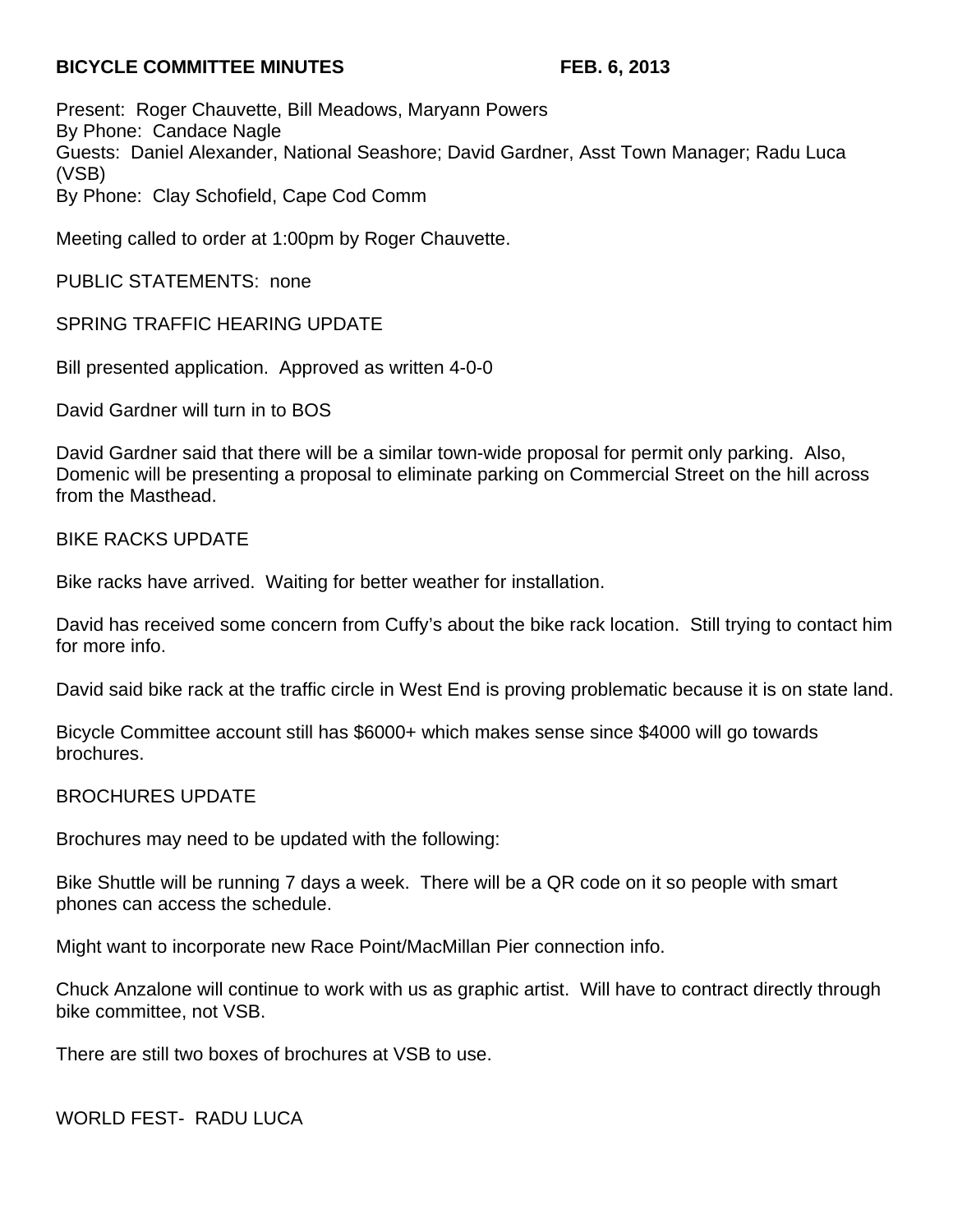**BICYCLE COMMITTEE MINUTES FEB. 6, 2013**

Present: Roger Chauvette, Bill Meadows, Maryann Powers
By Phone: Candace Nagle
Guests: Daniel Alexander, National Seashore; David Gardner, Asst Town Manager; Radu Luca (VSB)
By Phone: Clay Schofield, Cape Cod Comm

Meeting called to order at 1:00pm by Roger Chauvette.

PUBLIC STATEMENTS: none

SPRING TRAFFIC HEARING UPDATE

Bill presented application. Approved as written 4-0-0

David Gardner will turn in to BOS

David Gardner said that there will be a similar town-wide proposal for permit only parking. Also, Domenic will be presenting a proposal to eliminate parking on Commercial Street on the hill across from the Masthead.

BIKE RACKS UPDATE

Bike racks have arrived. Waiting for better weather for installation.

David has received some concern from Cuffy's about the bike rack location. Still trying to contact him for more info.

David said bike rack at the traffic circle in West End is proving problematic because it is on state land.

Bicycle Committee account still has $6000+ which makes sense since $4000 will go towards brochures.

BROCHURES UPDATE

Brochures may need to be updated with the following:

Bike Shuttle will be running 7 days a week. There will be a QR code on it so people with smart phones can access the schedule.

Might want to incorporate new Race Point/MacMillan Pier connection info.

Chuck Anzalone will continue to work with us as graphic artist. Will have to contract directly through bike committee, not VSB.

There are still two boxes of brochures at VSB to use.

WORLD FEST- RADU LUCA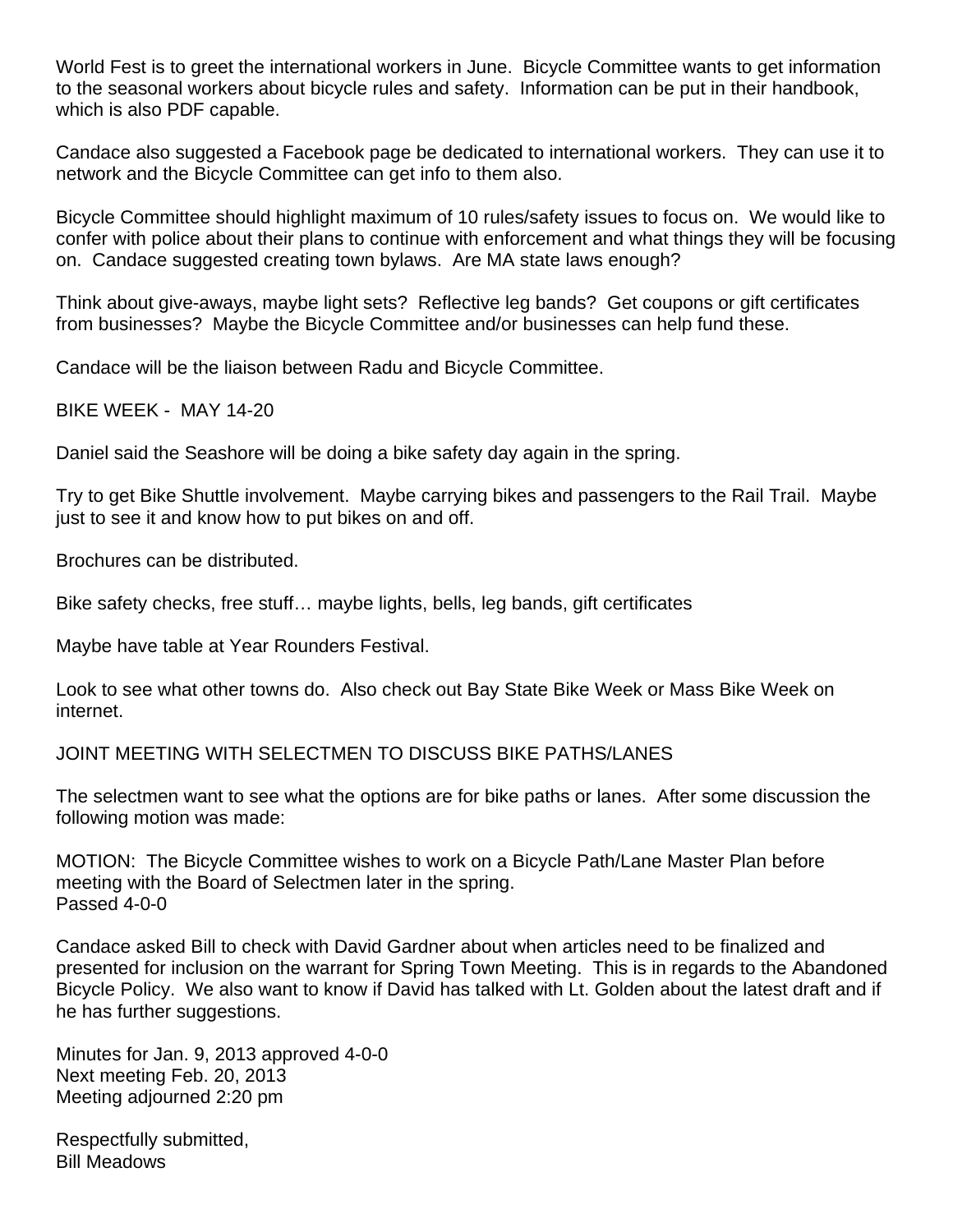World Fest is to greet the international workers in June. Bicycle Committee wants to get information to the seasonal workers about bicycle rules and safety. Information can be put in their handbook, which is also PDF capable.

Candace also suggested a Facebook page be dedicated to international workers. They can use it to network and the Bicycle Committee can get info to them also.

Bicycle Committee should highlight maximum of 10 rules/safety issues to focus on. We would like to confer with police about their plans to continue with enforcement and what things they will be focusing on. Candace suggested creating town bylaws. Are MA state laws enough?

Think about give-aways, maybe light sets? Reflective leg bands? Get coupons or gift certificates from businesses? Maybe the Bicycle Committee and/or businesses can help fund these.

Candace will be the liaison between Radu and Bicycle Committee.

BIKE WEEK - MAY 14-20

Daniel said the Seashore will be doing a bike safety day again in the spring.

Try to get Bike Shuttle involvement. Maybe carrying bikes and passengers to the Rail Trail. Maybe just to see it and know how to put bikes on and off.

Brochures can be distributed.

Bike safety checks, free stuff… maybe lights, bells, leg bands, gift certificates

Maybe have table at Year Rounders Festival.

Look to see what other towns do. Also check out Bay State Bike Week or Mass Bike Week on internet.

JOINT MEETING WITH SELECTMEN TO DISCUSS BIKE PATHS/LANES

The selectmen want to see what the options are for bike paths or lanes. After some discussion the following motion was made:

MOTION: The Bicycle Committee wishes to work on a Bicycle Path/Lane Master Plan before meeting with the Board of Selectmen later in the spring.
Passed 4-0-0

Candace asked Bill to check with David Gardner about when articles need to be finalized and presented for inclusion on the warrant for Spring Town Meeting. This is in regards to the Abandoned Bicycle Policy. We also want to know if David has talked with Lt. Golden about the latest draft and if he has further suggestions.

Minutes for Jan. 9, 2013 approved 4-0-0
Next meeting Feb. 20, 2013
Meeting adjourned 2:20 pm

Respectfully submitted,
Bill Meadows